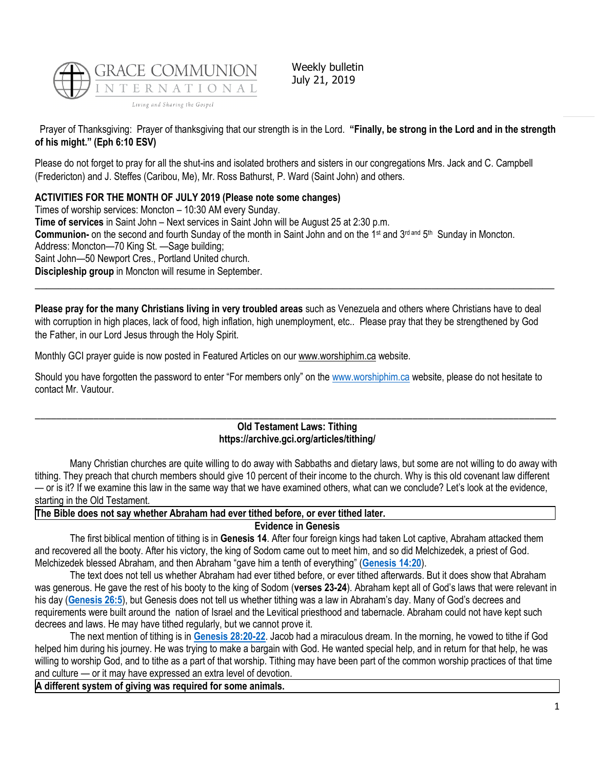GRACE COMMUNION INTERNATIONAL

Living and Sharing the Gospel

Weekly bulletin
July 21, 2019

Prayer of Thanksgiving: Prayer of thanksgiving that our strength is in the Lord. **"Finally, be strong in the Lord and in the strength of his might." (Eph 6:10 ESV)**

Please do not forget to pray for all the shut-ins and isolated brothers and sisters in our congregations Mrs. Jack and C. Campbell (Fredericton) and J. Steffes (Caribou, Me), Mr. Ross Bathurst, P. Ward (Saint John) and others.

**ACTIVITIES FOR THE MONTH OF JULY 2019 (Please note some changes)**

Times of worship services: Moncton – 10:30 AM every Sunday.

**Time of services** in Saint John – Next services in Saint John will be August 25 at 2:30 p.m.

**Communion-** on the second and fourth Sunday of the month in Saint John and on the 1st and 3rd and 5th Sunday in Moncton.

Address: Moncton—70 King St. —Sage building;

Saint John—50 Newport Cres., Portland United church.

**Discipleship group** in Moncton will resume in September.

---

**Please pray for the many Christians living in very troubled areas** such as Venezuela and others where Christians have to deal with corruption in high places, lack of food, high inflation, high unemployment, etc.. Please pray that they be strengthened by God the Father, in our Lord Jesus through the Holy Spirit.

Monthly GCI prayer guide is now posted in Featured Articles on our www.worshiphim.ca website.

Should you have forgotten the password to enter "For members only" on the www.worshiphim.ca website, please do not hesitate to contact Mr. Vautour.

---

## Old Testament Laws: Tithing
**https://archive.gci.org/articles/tithing/**

Many Christian churches are quite willing to do away with Sabbaths and dietary laws, but some are not willing to do away with tithing. They preach that church members should give 10 percent of their income to the church. Why is this old covenant law different — or is it? If we examine this law in the same way that we have examined others, what can we conclude? Let's look at the evidence, starting in the Old Testament.

**The Bible does not say whether Abraham had ever tithed before, or ever tithed later.**

### Evidence in Genesis

The first biblical mention of tithing is in **Genesis 14**. After four foreign kings had taken Lot captive, Abraham attacked them and recovered all the booty. After his victory, the king of Sodom came out to meet him, and so did Melchizedek, a priest of God. Melchizedek blessed Abraham, and then Abraham "gave him a tenth of everything" (**Genesis 14:20**).

The text does not tell us whether Abraham had ever tithed before, or ever tithed afterwards. But it does show that Abraham was generous. He gave the rest of his booty to the king of Sodom (**verses 23-24**). Abraham kept all of God's laws that were relevant in his day (**Genesis 26:5**), but Genesis does not tell us whether tithing was a law in Abraham's day. Many of God's decrees and requirements were built around the nation of Israel and the Levitical priesthood and tabernacle. Abraham could not have kept such decrees and laws. He may have tithed regularly, but we cannot prove it.

The next mention of tithing is in **Genesis 28:20-22**. Jacob had a miraculous dream. In the morning, he vowed to tithe if God helped him during his journey. He was trying to make a bargain with God. He wanted special help, and in return for that help, he was willing to worship God, and to tithe as a part of that worship. Tithing may have been part of the common worship practices of that time and culture — or it may have expressed an extra level of devotion.

**A different system of giving was required for some animals.**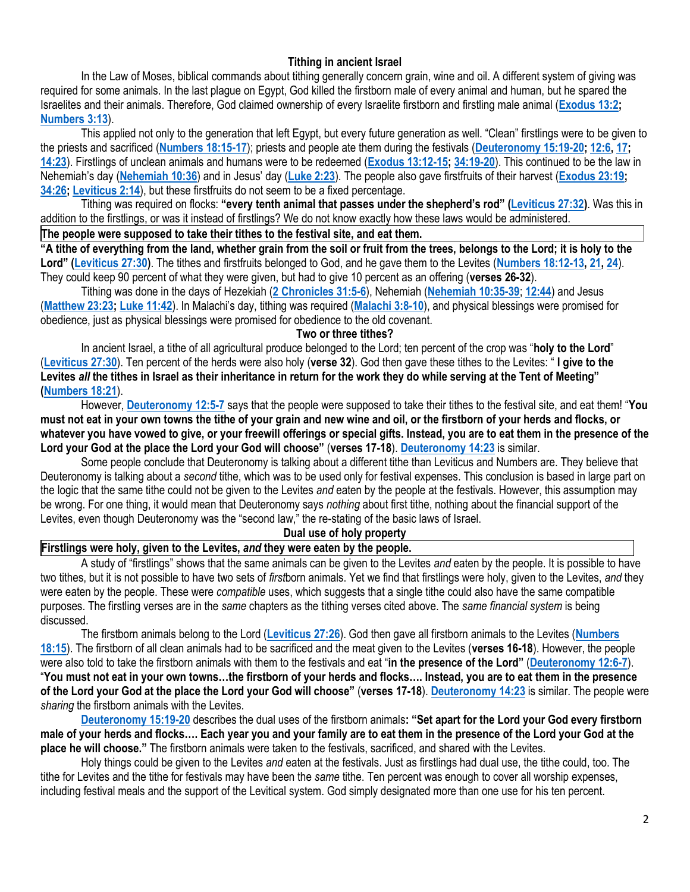## Tithing in ancient Israel

In the Law of Moses, biblical commands about tithing generally concern grain, wine and oil. A different system of giving was required for some animals. In the last plague on Egypt, God killed the firstborn male of every animal and human, but he spared the Israelites and their animals. Therefore, God claimed ownership of every Israelite firstborn and firstling male animal (**Exodus 13:2; Numbers 3:13**).

This applied not only to the generation that left Egypt, but every future generation as well. "Clean" firstlings were to be given to the priests and sacrificed (**Numbers 18:15-17**); priests and people ate them during the festivals (**Deuteronomy 15:19-20; 12:6, 17; 14:23**). Firstlings of unclean animals and humans were to be redeemed (**Exodus 13:12-15; 34:19-20**). This continued to be the law in Nehemiah's day (**Nehemiah 10:36**) and in Jesus' day (**Luke 2:23**). The people also gave firstfruits of their harvest (**Exodus 23:19; 34:26; Leviticus 2:14**), but these firstfruits do not seem to be a fixed percentage.

Tithing was required on flocks: **"every tenth animal that passes under the shepherd's rod" (Leviticus 27:32)**. Was this in addition to the firstlings, or was it instead of firstlings? We do not know exactly how these laws would be administered.

**The people were supposed to take their tithes to the festival site, and eat them.**

**"A tithe of everything from the land, whether grain from the soil or fruit from the trees, belongs to the Lord; it is holy to the Lord" (Leviticus 27:30)**. The tithes and firstfruits belonged to God, and he gave them to the Levites (**Numbers 18:12-13, 21, 24**). They could keep 90 percent of what they were given, but had to give 10 percent as an offering (**verses 26-32**).

Tithing was done in the days of Hezekiah (**2 Chronicles 31:5-6**), Nehemiah (**Nehemiah 10:35-39**; **12:44**) and Jesus (**Matthew 23:23; Luke 11:42**). In Malachi's day, tithing was required (**Malachi 3:8-10**), and physical blessings were promised for obedience, just as physical blessings were promised for obedience to the old covenant.

## Two or three tithes?

In ancient Israel, a tithe of all agricultural produce belonged to the Lord; ten percent of the crop was "**holy to the Lord**" (**Leviticus 27:30**). Ten percent of the herds were also holy (**verse 32**). God then gave these tithes to the Levites: "**I give to the Levites *all* the tithes in Israel as their inheritance in return for the work they do while serving at the Tent of Meeting" (Numbers 18:21**).

However, **Deuteronomy 12:5-7** says that the people were supposed to take their tithes to the festival site, and eat them! "**You must not eat in your own towns the tithe of your grain and new wine and oil, or the firstborn of your herds and flocks, or whatever you have vowed to give, or your freewill offerings or special gifts. Instead, you are to eat them in the presence of the Lord your God at the place the Lord your God will choose"** (**verses 17-18**). **Deuteronomy 14:23** is similar.

Some people conclude that Deuteronomy is talking about a different tithe than Leviticus and Numbers are. They believe that Deuteronomy is talking about a *second* tithe, which was to be used only for festival expenses. This conclusion is based in large part on the logic that the same tithe could not be given to the Levites *and* eaten by the people at the festivals. However, this assumption may be wrong. For one thing, it would mean that Deuteronomy says *nothing* about first tithe, nothing about the financial support of the Levites, even though Deuteronomy was the "second law," the re-stating of the basic laws of Israel.

## Dual use of holy property

**Firstlings were holy, given to the Levites, *and* they were eaten by the people.**

A study of "firstlings" shows that the same animals can be given to the Levites *and* eaten by the people. It is possible to have two tithes, but it is not possible to have two sets of *first*born animals. Yet we find that firstlings were holy, given to the Levites, *and* they were eaten by the people. These were *compatible* uses, which suggests that a single tithe could also have the same compatible purposes. The firstling verses are in the *same* chapters as the tithing verses cited above. The *same financial system* is being discussed.

The firstborn animals belong to the Lord (**Leviticus 27:26**). God then gave all firstborn animals to the Levites (**Numbers 18:15**). The firstborn of all clean animals had to be sacrificed and the meat given to the Levites (**verses 16-18**). However, the people were also told to take the firstborn animals with them to the festivals and eat "**in the presence of the Lord"** (**Deuteronomy 12:6-7**). "**You must not eat in your own towns…the firstborn of your herds and flocks…. Instead, you are to eat them in the presence of the Lord your God at the place the Lord your God will choose"** (**verses 17-18**). **Deuteronomy 14:23** is similar. The people were *sharing* the firstborn animals with the Levites.

**Deuteronomy 15:19-20** describes the dual uses of the firstborn animals**: "Set apart for the Lord your God every firstborn male of your herds and flocks…. Each year you and your family are to eat them in the presence of the Lord your God at the place he will choose."** The firstborn animals were taken to the festivals, sacrificed, and shared with the Levites.

Holy things could be given to the Levites *and* eaten at the festivals. Just as firstlings had dual use, the tithe could, too. The tithe for Levites and the tithe for festivals may have been the *same* tithe. Ten percent was enough to cover all worship expenses, including festival meals and the support of the Levitical system. God simply designated more than one use for his ten percent.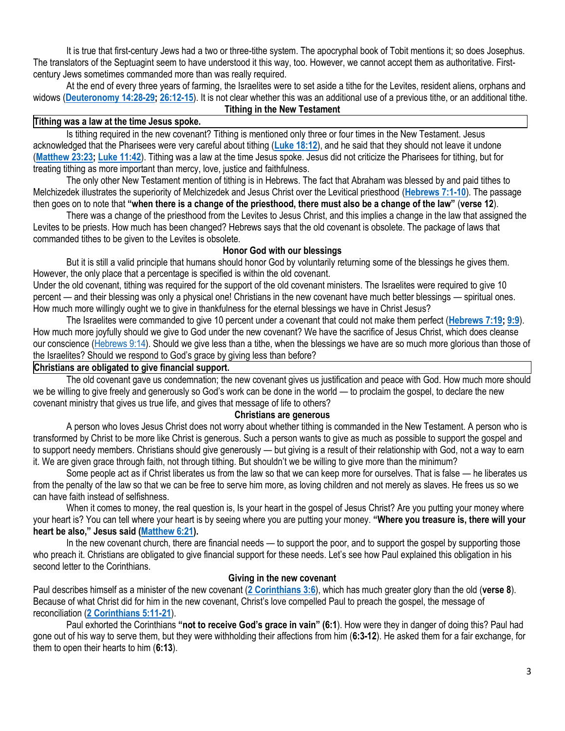It is true that first-century Jews had a two or three-tithe system. The apocryphal book of Tobit mentions it; so does Josephus. The translators of the Septuagint seem to have understood it this way, too. However, we cannot accept them as authoritative. First-century Jews sometimes commanded more than was really required.

At the end of every three years of farming, the Israelites were to set aside a tithe for the Levites, resident aliens, orphans and widows (**Deuteronomy 14:28-29; 26:12-15**). It is not clear whether this was an additional use of a previous tithe, or an additional tithe.

## Tithing in the New Testament

**Tithing was a law at the time Jesus spoke.**

Is tithing required in the new covenant? Tithing is mentioned only three or four times in the New Testament. Jesus acknowledged that the Pharisees were very careful about tithing (**Luke 18:12**), and he said that they should not leave it undone (**Matthew 23:23; Luke 11:42**). Tithing was a law at the time Jesus spoke. Jesus did not criticize the Pharisees for tithing, but for treating tithing as more important than mercy, love, justice and faithfulness.

The only other New Testament mention of tithing is in Hebrews. The fact that Abraham was blessed by and paid tithes to Melchizedek illustrates the superiority of Melchizedek and Jesus Christ over the Levitical priesthood (**Hebrews 7:1-10**). The passage then goes on to note that **"when there is a change of the priesthood, there must also be a change of the law"** (**verse 12**).

There was a change of the priesthood from the Levites to Jesus Christ, and this implies a change in the law that assigned the Levites to be priests. How much has been changed? Hebrews says that the old covenant is obsolete. The package of laws that commanded tithes to be given to the Levites is obsolete.

## Honor God with our blessings

But it is still a valid principle that humans should honor God by voluntarily returning some of the blessings he gives them. However, the only place that a percentage is specified is within the old covenant.

Under the old covenant, tithing was required for the support of the old covenant ministers. The Israelites were required to give 10 percent — and their blessing was only a physical one! Christians in the new covenant have much better blessings — spiritual ones. How much more willingly ought we to give in thankfulness for the eternal blessings we have in Christ Jesus?

The Israelites were commanded to give 10 percent under a covenant that could not make them perfect (**Hebrews 7:19; 9:9**). How much more joyfully should we give to God under the new covenant? We have the sacrifice of Jesus Christ, which does cleanse our conscience (Hebrews 9:14). Should we give less than a tithe, when the blessings we have are so much more glorious than those of the Israelites? Should we respond to God's grace by giving less than before?

**Christians are obligated to give financial support.**

The old covenant gave us condemnation; the new covenant gives us justification and peace with God. How much more should we be willing to give freely and generously so God's work can be done in the world — to proclaim the gospel, to declare the new covenant ministry that gives us true life, and gives that message of life to others?

## Christians are generous

A person who loves Jesus Christ does not worry about whether tithing is commanded in the New Testament. A person who is transformed by Christ to be more like Christ is generous. Such a person wants to give as much as possible to support the gospel and to support needy members. Christians should give generously — but giving is a result of their relationship with God, not a way to earn it. We are given grace through faith, not through tithing. But shouldn't we be willing to give more than the minimum?

Some people act as if Christ liberates us from the law so that we can keep more for ourselves. That is false — he liberates us from the penalty of the law so that we can be free to serve him more, as loving children and not merely as slaves. He frees us so we can have faith instead of selfishness.

When it comes to money, the real question is, Is your heart in the gospel of Jesus Christ? Are you putting your money where your heart is? You can tell where your heart is by seeing where you are putting your money. **"Where you treasure is, there will your heart be also," Jesus said (Matthew 6:21).**

In the new covenant church, there are financial needs — to support the poor, and to support the gospel by supporting those who preach it. Christians are obligated to give financial support for these needs. Let's see how Paul explained this obligation in his second letter to the Corinthians.

## Giving in the new covenant

Paul describes himself as a minister of the new covenant (**2 Corinthians 3:6**), which has much greater glory than the old (**verse 8**). Because of what Christ did for him in the new covenant, Christ's love compelled Paul to preach the gospel, the message of reconciliation (**2 Corinthians 5:11-21**).

Paul exhorted the Corinthians **"not to receive God's grace in vain" (6:1**). How were they in danger of doing this? Paul had gone out of his way to serve them, but they were withholding their affections from him (**6:3-12**). He asked them for a fair exchange, for them to open their hearts to him (**6:13**).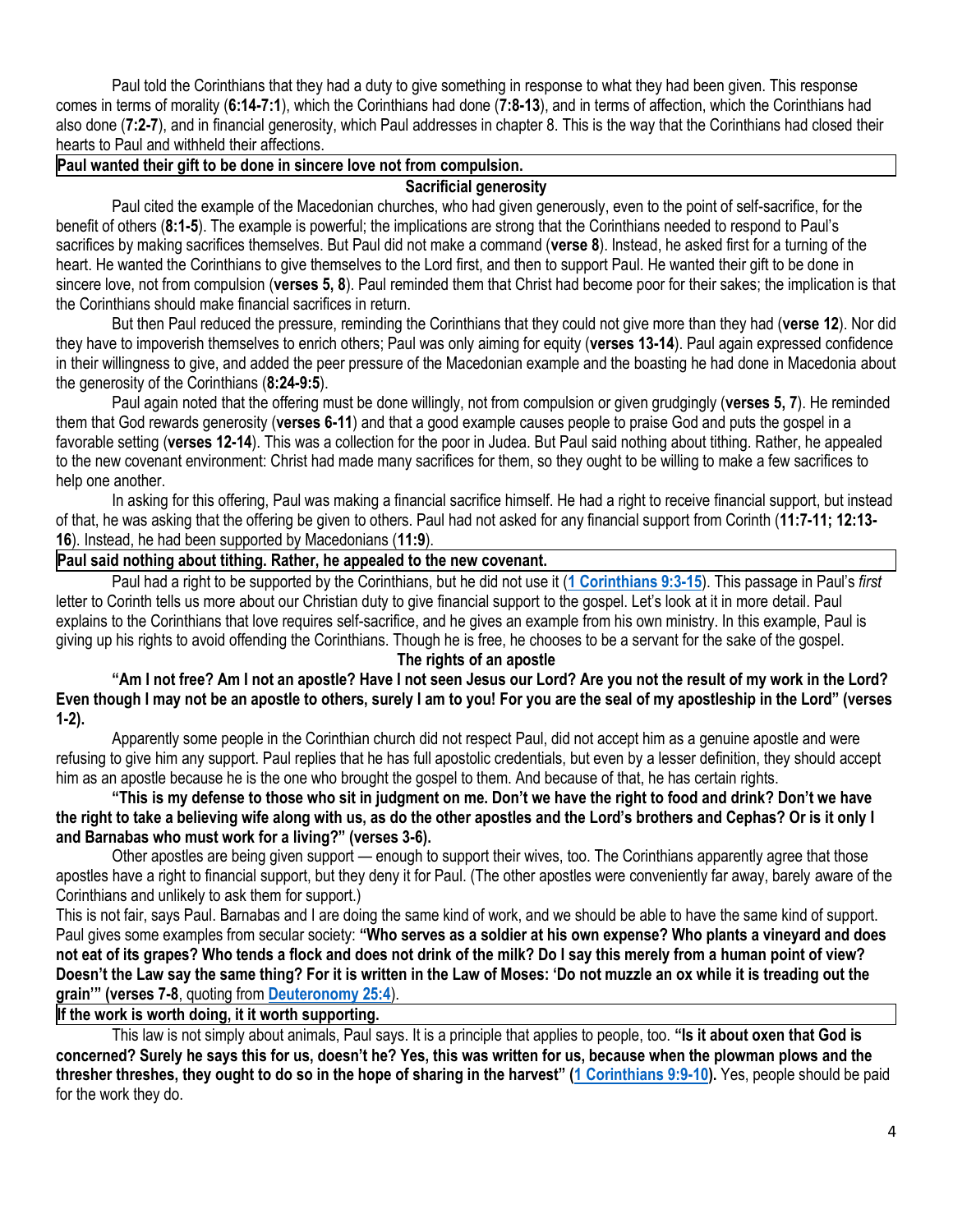Paul told the Corinthians that they had a duty to give something in response to what they had been given. This response comes in terms of morality (**6:14-7:1**), which the Corinthians had done (**7:8-13**), and in terms of affection, which the Corinthians had also done (**7:2-7**), and in financial generosity, which Paul addresses in chapter 8. This is the way that the Corinthians had closed their hearts to Paul and withheld their affections.

**Paul wanted their gift to be done in sincere love not from compulsion.**

### Sacrificial generosity

Paul cited the example of the Macedonian churches, who had given generously, even to the point of self-sacrifice, for the benefit of others (**8:1-5**). The example is powerful; the implications are strong that the Corinthians needed to respond to Paul's sacrifices by making sacrifices themselves. But Paul did not make a command (**verse 8**). Instead, he asked first for a turning of the heart. He wanted the Corinthians to give themselves to the Lord first, and then to support Paul. He wanted their gift to be done in sincere love, not from compulsion (**verses 5, 8**). Paul reminded them that Christ had become poor for their sakes; the implication is that the Corinthians should make financial sacrifices in return.

But then Paul reduced the pressure, reminding the Corinthians that they could not give more than they had (**verse 12**). Nor did they have to impoverish themselves to enrich others; Paul was only aiming for equity (**verses 13-14**). Paul again expressed confidence in their willingness to give, and added the peer pressure of the Macedonian example and the boasting he had done in Macedonia about the generosity of the Corinthians (**8:24-9:5**).

Paul again noted that the offering must be done willingly, not from compulsion or given grudgingly (**verses 5, 7**). He reminded them that God rewards generosity (**verses 6-11**) and that a good example causes people to praise God and puts the gospel in a favorable setting (**verses 12-14**). This was a collection for the poor in Judea. But Paul said nothing about tithing. Rather, he appealed to the new covenant environment: Christ had made many sacrifices for them, so they ought to be willing to make a few sacrifices to help one another.

In asking for this offering, Paul was making a financial sacrifice himself. He had a right to receive financial support, but instead of that, he was asking that the offering be given to others. Paul had not asked for any financial support from Corinth (**11:7-11; 12:13-16**). Instead, he had been supported by Macedonians (**11:9**).

**Paul said nothing about tithing. Rather, he appealed to the new covenant.**

Paul had a right to be supported by the Corinthians, but he did not use it (**1 Corinthians 9:3-15**). This passage in Paul's *first* letter to Corinth tells us more about our Christian duty to give financial support to the gospel. Let's look at it in more detail. Paul explains to the Corinthians that love requires self-sacrifice, and he gives an example from his own ministry. In this example, Paul is giving up his rights to avoid offending the Corinthians. Though he is free, he chooses to be a servant for the sake of the gospel.

### The rights of an apostle

**"Am I not free? Am I not an apostle? Have I not seen Jesus our Lord? Are you not the result of my work in the Lord? Even though I may not be an apostle to others, surely I am to you! For you are the seal of my apostleship in the Lord" (verses 1-2).**

Apparently some people in the Corinthian church did not respect Paul, did not accept him as a genuine apostle and were refusing to give him any support. Paul replies that he has full apostolic credentials, but even by a lesser definition, they should accept him as an apostle because he is the one who brought the gospel to them. And because of that, he has certain rights.

**"This is my defense to those who sit in judgment on me. Don't we have the right to food and drink? Don't we have the right to take a believing wife along with us, as do the other apostles and the Lord's brothers and Cephas? Or is it only I and Barnabas who must work for a living?" (verses 3-6).**

Other apostles are being given support — enough to support their wives, too. The Corinthians apparently agree that those apostles have a right to financial support, but they deny it for Paul. (The other apostles were conveniently far away, barely aware of the Corinthians and unlikely to ask them for support.)

This is not fair, says Paul. Barnabas and I are doing the same kind of work, and we should be able to have the same kind of support. Paul gives some examples from secular society: **"Who serves as a soldier at his own expense? Who plants a vineyard and does not eat of its grapes? Who tends a flock and does not drink of the milk? Do I say this merely from a human point of view? Doesn't the Law say the same thing? For it is written in the Law of Moses: 'Do not muzzle an ox while it is treading out the grain'" (verses 7-8**, quoting from **Deuteronomy 25:4**).

**If the work is worth doing, it it worth supporting.**

This law is not simply about animals, Paul says. It is a principle that applies to people, too. **"Is it about oxen that God is concerned? Surely he says this for us, doesn't he? Yes, this was written for us, because when the plowman plows and the thresher threshes, they ought to do so in the hope of sharing in the harvest" (1 Corinthians 9:9-10).** Yes, people should be paid for the work they do.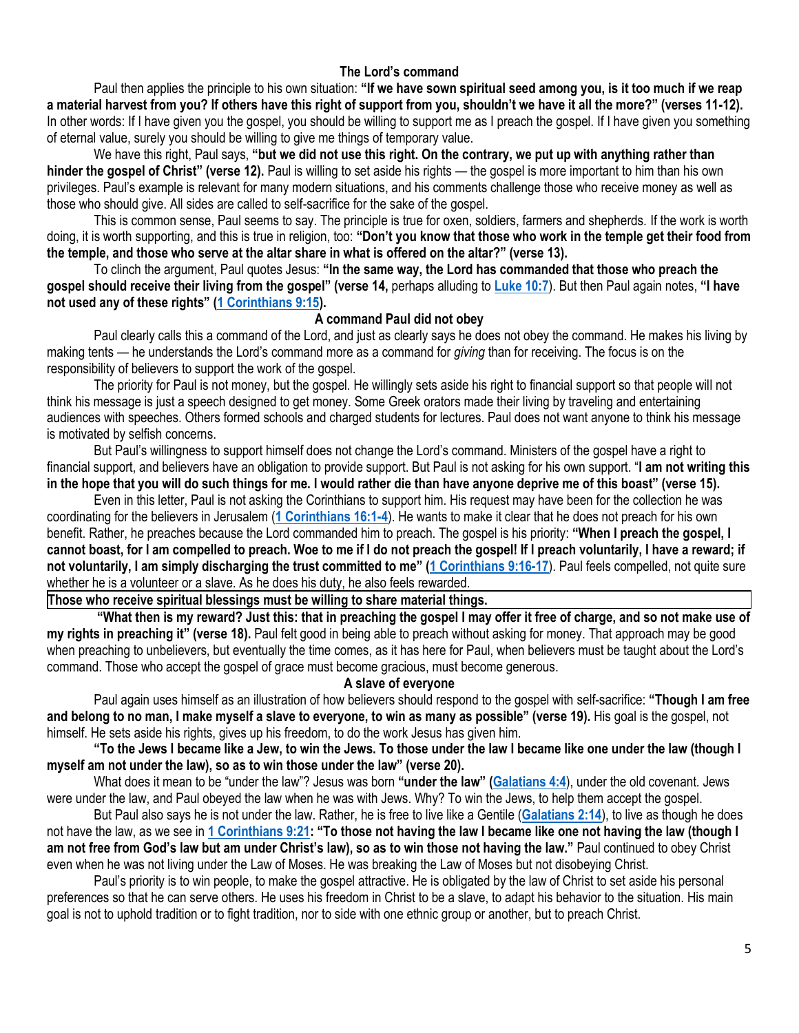### The Lord's command

Paul then applies the principle to his own situation: **"If we have sown spiritual seed among you, is it too much if we reap a material harvest from you? If others have this right of support from you, shouldn't we have it all the more?" (verses 11-12).** In other words: If I have given you the gospel, you should be willing to support me as I preach the gospel. If I have given you something of eternal value, surely you should be willing to give me things of temporary value.

We have this right, Paul says, **"but we did not use this right. On the contrary, we put up with anything rather than hinder the gospel of Christ" (verse 12).** Paul is willing to set aside his rights — the gospel is more important to him than his own privileges. Paul's example is relevant for many modern situations, and his comments challenge those who receive money as well as those who should give. All sides are called to self-sacrifice for the sake of the gospel.

This is common sense, Paul seems to say. The principle is true for oxen, soldiers, farmers and shepherds. If the work is worth doing, it is worth supporting, and this is true in religion, too: **"Don't you know that those who work in the temple get their food from the temple, and those who serve at the altar share in what is offered on the altar?" (verse 13).**

To clinch the argument, Paul quotes Jesus: **"In the same way, the Lord has commanded that those who preach the gospel should receive their living from the gospel" (verse 14,** perhaps alluding to **Luke 10:7**). But then Paul again notes, **"I have not used any of these rights" (1 Corinthians 9:15).**

### A command Paul did not obey

Paul clearly calls this a command of the Lord, and just as clearly says he does not obey the command. He makes his living by making tents — he understands the Lord's command more as a command for *giving* than for receiving. The focus is on the responsibility of believers to support the work of the gospel.

The priority for Paul is not money, but the gospel. He willingly sets aside his right to financial support so that people will not think his message is just a speech designed to get money. Some Greek orators made their living by traveling and entertaining audiences with speeches. Others formed schools and charged students for lectures. Paul does not want anyone to think his message is motivated by selfish concerns.

But Paul's willingness to support himself does not change the Lord's command. Ministers of the gospel have a right to financial support, and believers have an obligation to provide support. But Paul is not asking for his own support. "**I am not writing this in the hope that you will do such things for me. I would rather die than have anyone deprive me of this boast" (verse 15).**

Even in this letter, Paul is not asking the Corinthians to support him. His request may have been for the collection he was coordinating for the believers in Jerusalem (**1 Corinthians 16:1-4**). He wants to make it clear that he does not preach for his own benefit. Rather, he preaches because the Lord commanded him to preach. The gospel is his priority: **"When I preach the gospel, I cannot boast, for I am compelled to preach. Woe to me if I do not preach the gospel! If I preach voluntarily, I have a reward; if not voluntarily, I am simply discharging the trust committed to me" (1 Corinthians 9:16-17**). Paul feels compelled, not quite sure whether he is a volunteer or a slave. As he does his duty, he also feels rewarded.

**Those who receive spiritual blessings must be willing to share material things.**

**"What then is my reward? Just this: that in preaching the gospel I may offer it free of charge, and so not make use of my rights in preaching it" (verse 18).** Paul felt good in being able to preach without asking for money. That approach may be good when preaching to unbelievers, but eventually the time comes, as it has here for Paul, when believers must be taught about the Lord's command. Those who accept the gospel of grace must become gracious, must become generous.

### A slave of everyone

Paul again uses himself as an illustration of how believers should respond to the gospel with self-sacrifice: **"Though I am free and belong to no man, I make myself a slave to everyone, to win as many as possible" (verse 19).** His goal is the gospel, not himself. He sets aside his rights, gives up his freedom, to do the work Jesus has given him.

**"To the Jews I became like a Jew, to win the Jews. To those under the law I became like one under the law (though I myself am not under the law), so as to win those under the law" (verse 20).**

What does it mean to be "under the law"? Jesus was born **"under the law" (Galatians 4:4**), under the old covenant. Jews were under the law, and Paul obeyed the law when he was with Jews. Why? To win the Jews, to help them accept the gospel.

But Paul also says he is not under the law. Rather, he is free to live like a Gentile (**Galatians 2:14**), to live as though he does not have the law, as we see in **1 Corinthians 9:21: "To those not having the law I became like one not having the law (though I am not free from God's law but am under Christ's law), so as to win those not having the law."** Paul continued to obey Christ even when he was not living under the Law of Moses. He was breaking the Law of Moses but not disobeying Christ.

Paul's priority is to win people, to make the gospel attractive. He is obligated by the law of Christ to set aside his personal preferences so that he can serve others. He uses his freedom in Christ to be a slave, to adapt his behavior to the situation. His main goal is not to uphold tradition or to fight tradition, nor to side with one ethnic group or another, but to preach Christ.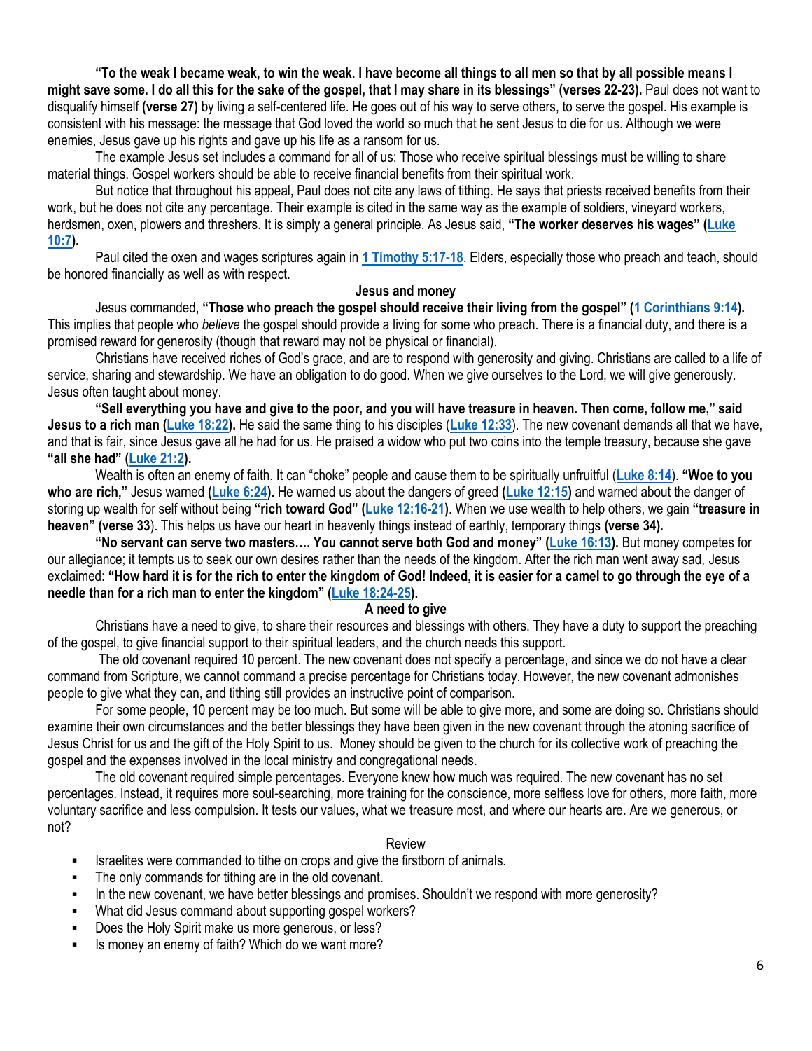**"To the weak I became weak, to win the weak. I have become all things to all men so that by all possible means I might save some. I do all this for the sake of the gospel, that I may share in its blessings" (verses 22-23).** Paul does not want to disqualify himself **(verse 27)** by living a self-centered life. He goes out of his way to serve others, to serve the gospel. His example is consistent with his message: the message that God loved the world so much that he sent Jesus to die for us. Although we were enemies, Jesus gave up his rights and gave up his life as a ransom for us.

The example Jesus set includes a command for all of us: Those who receive spiritual blessings must be willing to share material things. Gospel workers should be able to receive financial benefits from their spiritual work.

But notice that throughout his appeal, Paul does not cite any laws of tithing. He says that priests received benefits from their work, but he does not cite any percentage. Their example is cited in the same way as the example of soldiers, vineyard workers, herdsmen, oxen, plowers and threshers. It is simply a general principle. As Jesus said, **"The worker deserves his wages" (Luke 10:7).**

Paul cited the oxen and wages scriptures again in 1 Timothy 5:17-18. Elders, especially those who preach and teach, should be honored financially as well as with respect.

**Jesus and money**

Jesus commanded, **"Those who preach the gospel should receive their living from the gospel" (1 Corinthians 9:14).** This implies that people who *believe* the gospel should provide a living for some who preach. There is a financial duty, and there is a promised reward for generosity (though that reward may not be physical or financial).

Christians have received riches of God's grace, and are to respond with generosity and giving. Christians are called to a life of service, sharing and stewardship. We have an obligation to do good. When we give ourselves to the Lord, we will give generously. Jesus often taught about money.

**"Sell everything you have and give to the poor, and you will have treasure in heaven. Then come, follow me," said Jesus to a rich man (Luke 18:22).** He said the same thing to his disciples (Luke 12:33). The new covenant demands all that we have, and that is fair, since Jesus gave all he had for us. He praised a widow who put two coins into the temple treasury, because she gave **"all she had" (Luke 21:2).**

Wealth is often an enemy of faith. It can "choke" people and cause them to be spiritually unfruitful (Luke 8:14). **"Woe to you who are rich,"** Jesus warned **(Luke 6:24).** He warned us about the dangers of greed **(Luke 12:15)** and warned about the danger of storing up wealth for self without being **"rich toward God" (Luke 12:16-21)**. When we use wealth to help others, we gain **"treasure in heaven" (verse 33**). This helps us have our heart in heavenly things instead of earthly, temporary things **(verse 34).**

**"No servant can serve two masters…. You cannot serve both God and money" (Luke 16:13).** But money competes for our allegiance; it tempts us to seek our own desires rather than the needs of the kingdom. After the rich man went away sad, Jesus exclaimed: **"How hard it is for the rich to enter the kingdom of God! Indeed, it is easier for a camel to go through the eye of a needle than for a rich man to enter the kingdom" (Luke 18:24-25).**

**A need to give**

Christians have a need to give, to share their resources and blessings with others. They have a duty to support the preaching of the gospel, to give financial support to their spiritual leaders, and the church needs this support.

The old covenant required 10 percent. The new covenant does not specify a percentage, and since we do not have a clear command from Scripture, we cannot command a precise percentage for Christians today. However, the new covenant admonishes people to give what they can, and tithing still provides an instructive point of comparison.

For some people, 10 percent may be too much. But some will be able to give more, and some are doing so. Christians should examine their own circumstances and the better blessings they have been given in the new covenant through the atoning sacrifice of Jesus Christ for us and the gift of the Holy Spirit to us. Money should be given to the church for its collective work of preaching the gospel and the expenses involved in the local ministry and congregational needs.

The old covenant required simple percentages. Everyone knew how much was required. The new covenant has no set percentages. Instead, it requires more soul-searching, more training for the conscience, more selfless love for others, more faith, more voluntary sacrifice and less compulsion. It tests our values, what we treasure most, and where our hearts are. Are we generous, or not?

Review

- Israelites were commanded to tithe on crops and give the firstborn of animals.
- The only commands for tithing are in the old covenant.
- In the new covenant, we have better blessings and promises. Shouldn't we respond with more generosity?
- What did Jesus command about supporting gospel workers?
- Does the Holy Spirit make us more generous, or less?
- Is money an enemy of faith? Which do we want more?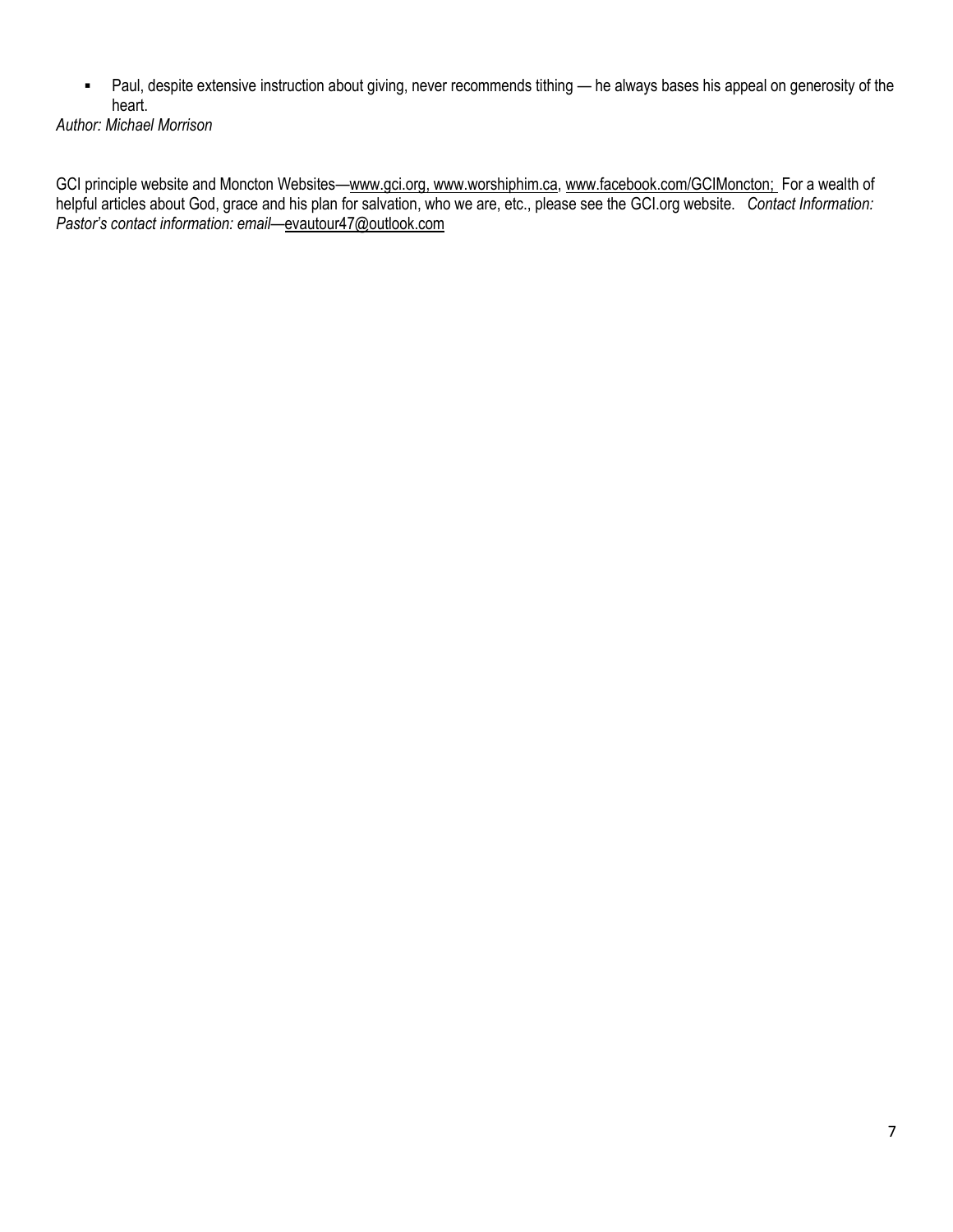- Paul, despite extensive instruction about giving, never recommends tithing — he always bases his appeal on generosity of the heart.

*Author: Michael Morrison*

GCI principle website and Moncton Websites—www.gci.org, www.worshiphim.ca, www.facebook.com/GCIMoncton; For a wealth of helpful articles about God, grace and his plan for salvation, who we are, etc., please see the GCI.org website. *Contact Information: Pastor's contact information: email*—evautour47@outlook.com